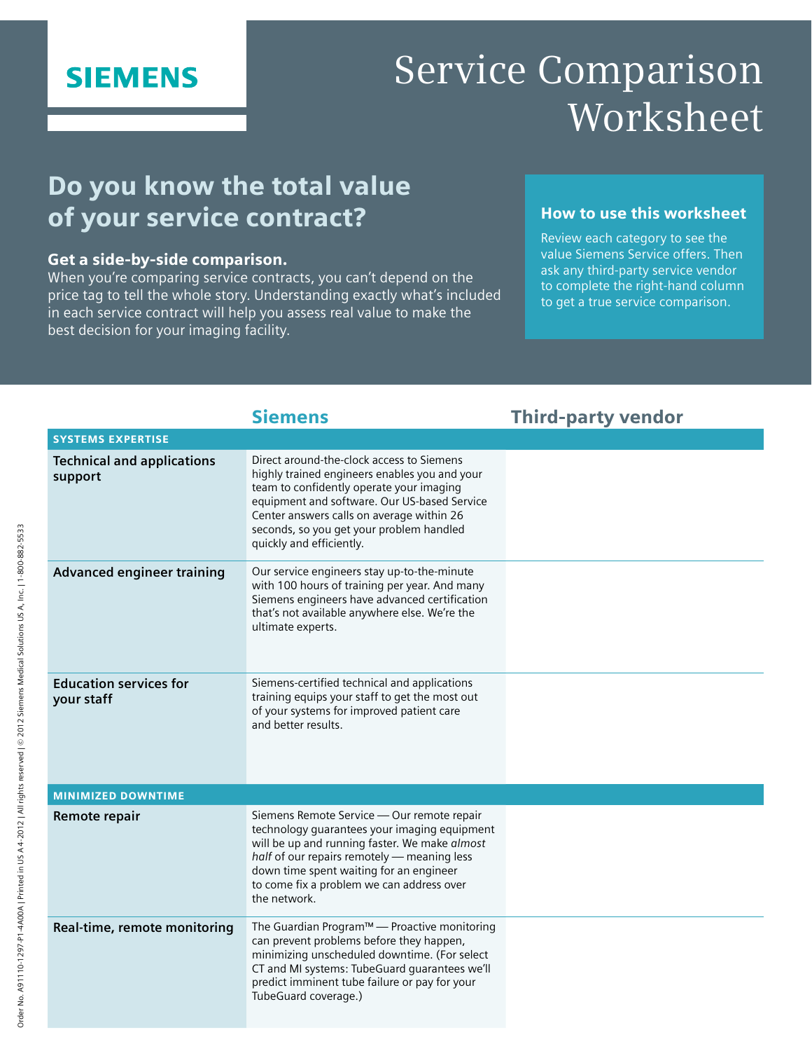# Service Comparison Worksheet

SIEMENS

## Do you know the total value of your service contract?

**Get a side-by-side comparison.**
When you're comparing service contracts, you can't depend on the price tag to tell the whole story. Understanding exactly what's included in each service contract will help you assess real value to make the best decision for your imaging facility.

### How to use this worksheet

Review each category to see the value Siemens Service offers. Then ask any third-party service vendor to complete the right-hand column to get a true service comparison.

| | Siemens | Third-party vendor |
|---|---|---|
| **SYSTEMS EXPERTISE** | | |
| **Technical and applications support** | Direct around-the-clock access to Siemens highly trained engineers enables you and your team to confidently operate your imaging equipment and software. Our US-based Service Center answers calls on average within 26 seconds, so you get your problem handled quickly and efficiently. | |
| **Advanced engineer training** | Our service engineers stay up-to-the-minute with 100 hours of training per year. And many Siemens engineers have advanced certification that's not available anywhere else. We're the ultimate experts. | |
| **Education services for your staff** | Siemens-certified technical and applications training equips your staff to get the most out of your systems for improved patient care and better results. | |
| **MINIMIZED DOWNTIME** | | |
| **Remote repair** | Siemens Remote Service — Our remote repair technology guarantees your imaging equipment will be up and running faster. We make *almost half* of our repairs remotely — meaning less down time spent waiting for an engineer to come fix a problem we can address over the network. | |
| **Real-time, remote monitoring** | The Guardian Program™ — Proactive monitoring can prevent problems before they happen, minimizing unscheduled downtime. (For select CT and MI systems: TubeGuard guarantees we'll predict imminent tube failure or pay for your TubeGuard coverage.) | |

Order No. A91110-1297-P1-4A00A | Printed in US A 4-2012 | All rights reserved | © 2012 Siemens Medical Solutions US A, Inc. | 1-800-882-5533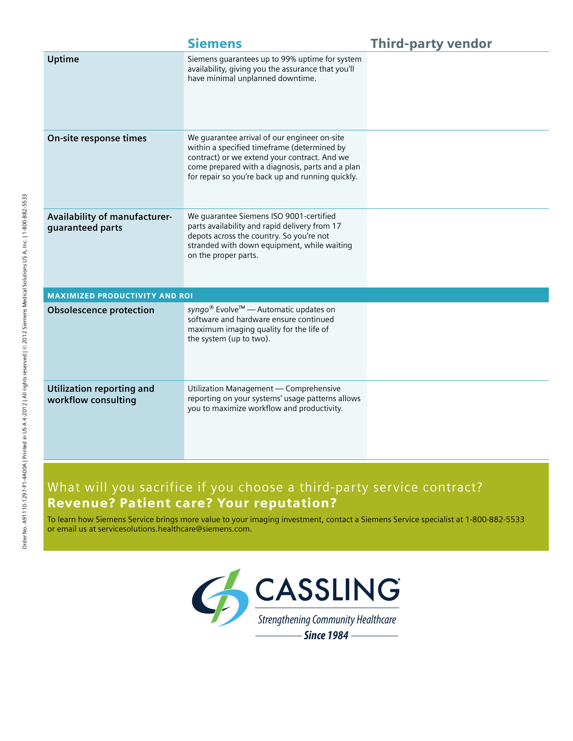| | Siemens | Third-party vendor |
|---|---|---|
| **Uptime** | Siemens guarantees up to 99% uptime for system availability, giving you the assurance that you'll have minimal unplanned downtime. | |
| **On-site response times** | We guarantee arrival of our engineer on-site within a specified timeframe (determined by contract) or we extend your contract. And we come prepared with a diagnosis, parts and a plan for repair so you're back up and running quickly. | |
| **Availability of manufacturer-guaranteed parts** | We guarantee Siemens ISO 9001-certified parts availability and rapid delivery from 17 depots across the country. So you're not stranded with down equipment, while waiting on the proper parts. | |
| **MAXIMIZED PRODUCTIVITY AND ROI** | | |
| **Obsolescence protection** | *syngo*® Evolve™ — Automatic updates on software and hardware ensure continued maximum imaging quality for the life of the system (up to two). | |
| **Utilization reporting and workflow consulting** | Utilization Management — Comprehensive reporting on your systems' usage patterns allows you to maximize workflow and productivity. | |

What will you sacrifice if you choose a third-party service contract?
**Revenue? Patient care? Your reputation?**

To learn how Siemens Service brings more value to your imaging investment, contact a Siemens Service specialist at 1-800-882-5533 or email us at servicesolutions.healthcare@siemens.com.

CASSLING
Strengthening Community Healthcare
Since 1984

Order No. A91110-1297-P1-4A00A | Printed in US A 4-2012 | All rights reserved | © 2012 Siemens Medical Solutions US A, Inc. | 1-800-882-5533